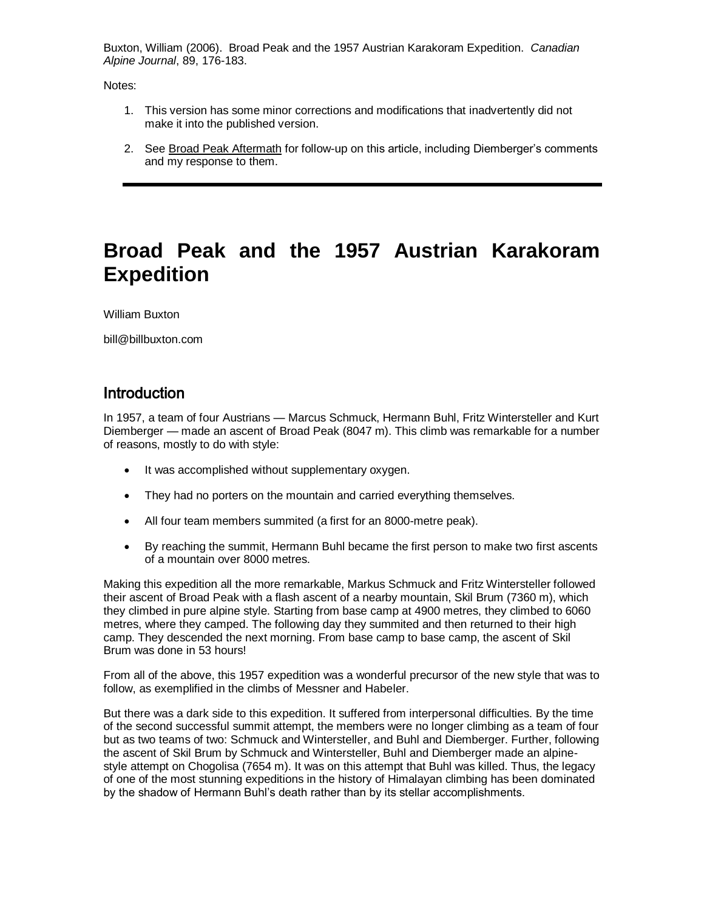Buxton, William (2006). Broad Peak and the 1957 Austrian Karakoram Expedition. *Canadian Alpine Journal*, 89, 176-183.

Notes:

1. This version has some minor corrections and modifications that inadvertently did not make it into the published version.
2. See Broad Peak Aftermath for follow-up on this article, including Diemberger's comments and my response to them.

---

# Broad Peak and the 1957 Austrian Karakoram Expedition

William Buxton

bill@billbuxton.com

## Introduction

In 1957, a team of four Austrians — Marcus Schmuck, Hermann Buhl, Fritz Wintersteller and Kurt Diemberger — made an ascent of Broad Peak (8047 m). This climb was remarkable for a number of reasons, mostly to do with style:

- It was accomplished without supplementary oxygen.
- They had no porters on the mountain and carried everything themselves.
- All four team members summited (a first for an 8000-metre peak).
- By reaching the summit, Hermann Buhl became the first person to make two first ascents of a mountain over 8000 metres.

Making this expedition all the more remarkable, Markus Schmuck and Fritz Wintersteller followed their ascent of Broad Peak with a flash ascent of a nearby mountain, Skil Brum (7360 m), which they climbed in pure alpine style. Starting from base camp at 4900 metres, they climbed to 6060 metres, where they camped. The following day they summited and then returned to their high camp. They descended the next morning. From base camp to base camp, the ascent of Skil Brum was done in 53 hours!

From all of the above, this 1957 expedition was a wonderful precursor of the new style that was to follow, as exemplified in the climbs of Messner and Habeler.

But there was a dark side to this expedition. It suffered from interpersonal difficulties. By the time of the second successful summit attempt, the members were no longer climbing as a team of four but as two teams of two: Schmuck and Wintersteller, and Buhl and Diemberger. Further, following the ascent of Skil Brum by Schmuck and Wintersteller, Buhl and Diemberger made an alpine-style attempt on Chogolisa (7654 m). It was on this attempt that Buhl was killed. Thus, the legacy of one of the most stunning expeditions in the history of Himalayan climbing has been dominated by the shadow of Hermann Buhl's death rather than by its stellar accomplishments.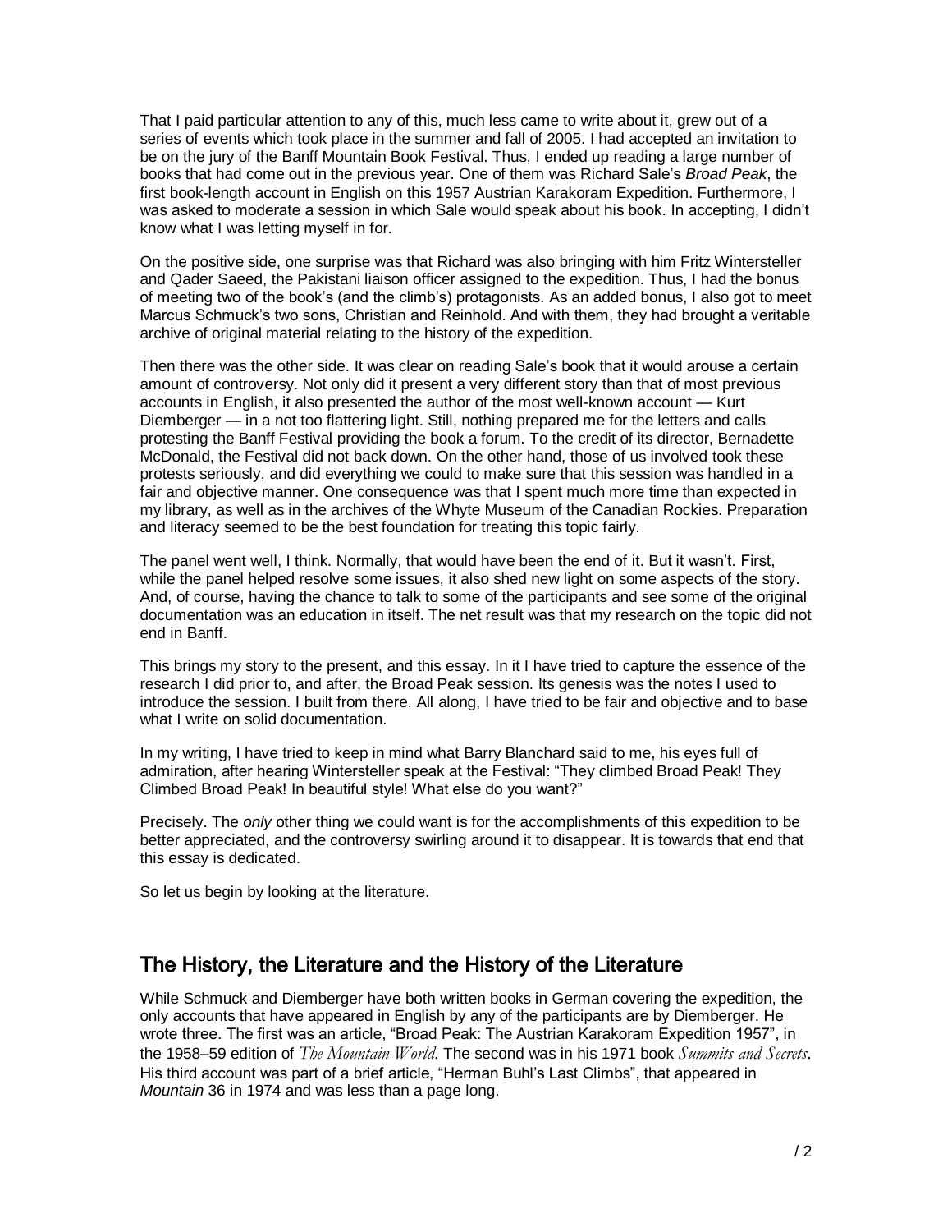That I paid particular attention to any of this, much less came to write about it, grew out of a series of events which took place in the summer and fall of 2005. I had accepted an invitation to be on the jury of the Banff Mountain Book Festival. Thus, I ended up reading a large number of books that had come out in the previous year. One of them was Richard Sale's *Broad Peak*, the first book-length account in English on this 1957 Austrian Karakoram Expedition. Furthermore, I was asked to moderate a session in which Sale would speak about his book. In accepting, I didn't know what I was letting myself in for.

On the positive side, one surprise was that Richard was also bringing with him Fritz Wintersteller and Qader Saeed, the Pakistani liaison officer assigned to the expedition. Thus, I had the bonus of meeting two of the book's (and the climb's) protagonists. As an added bonus, I also got to meet Marcus Schmuck's two sons, Christian and Reinhold. And with them, they had brought a veritable archive of original material relating to the history of the expedition.

Then there was the other side. It was clear on reading Sale's book that it would arouse a certain amount of controversy. Not only did it present a very different story than that of most previous accounts in English, it also presented the author of the most well-known account — Kurt Diemberger — in a not too flattering light. Still, nothing prepared me for the letters and calls protesting the Banff Festival providing the book a forum. To the credit of its director, Bernadette McDonald, the Festival did not back down. On the other hand, those of us involved took these protests seriously, and did everything we could to make sure that this session was handled in a fair and objective manner. One consequence was that I spent much more time than expected in my library, as well as in the archives of the Whyte Museum of the Canadian Rockies. Preparation and literacy seemed to be the best foundation for treating this topic fairly.

The panel went well, I think. Normally, that would have been the end of it. But it wasn't. First, while the panel helped resolve some issues, it also shed new light on some aspects of the story. And, of course, having the chance to talk to some of the participants and see some of the original documentation was an education in itself. The net result was that my research on the topic did not end in Banff.

This brings my story to the present, and this essay. In it I have tried to capture the essence of the research I did prior to, and after, the Broad Peak session. Its genesis was the notes I used to introduce the session. I built from there. All along, I have tried to be fair and objective and to base what I write on solid documentation.

In my writing, I have tried to keep in mind what Barry Blanchard said to me, his eyes full of admiration, after hearing Wintersteller speak at the Festival: "They climbed Broad Peak! They Climbed Broad Peak! In beautiful style! What else do you want?"

Precisely. The *only* other thing we could want is for the accomplishments of this expedition to be better appreciated, and the controversy swirling around it to disappear. It is towards that end that this essay is dedicated.

So let us begin by looking at the literature.

## The History, the Literature and the History of the Literature

While Schmuck and Diemberger have both written books in German covering the expedition, the only accounts that have appeared in English by any of the participants are by Diemberger. He wrote three. The first was an article, "Broad Peak: The Austrian Karakoram Expedition 1957", in the 1958–59 edition of *The Mountain World*. The second was in his 1971 book *Summits and Secrets*. His third account was part of a brief article, "Herman Buhl's Last Climbs", that appeared in *Mountain* 36 in 1974 and was less than a page long.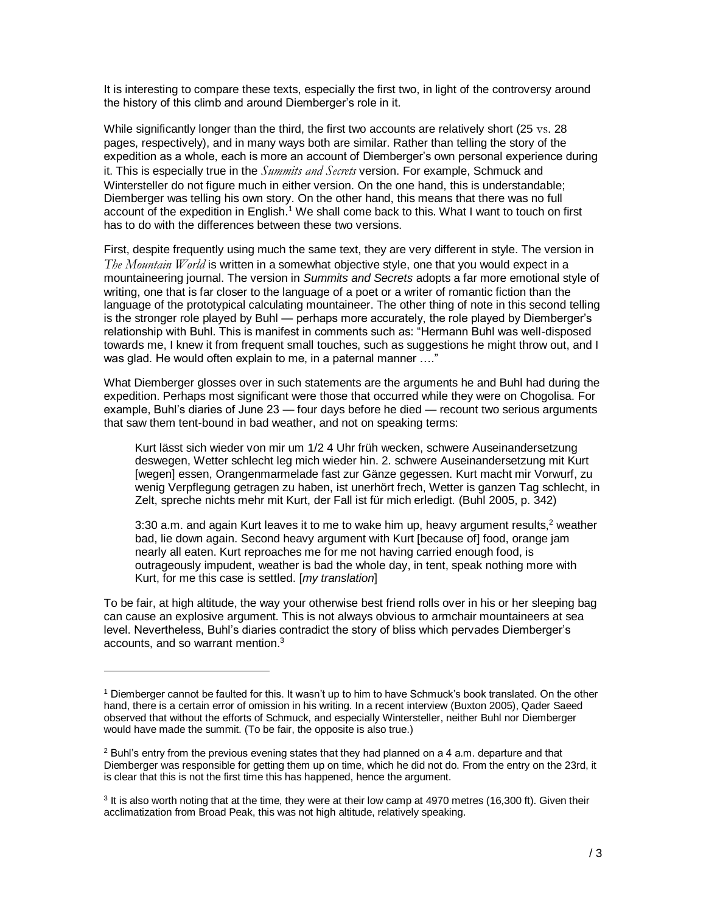It is interesting to compare these texts, especially the first two, in light of the controversy around the history of this climb and around Diemberger's role in it.

While significantly longer than the third, the first two accounts are relatively short (25 vs. 28 pages, respectively), and in many ways both are similar. Rather than telling the story of the expedition as a whole, each is more an account of Diemberger's own personal experience during it. This is especially true in the *Summits and Secrets* version. For example, Schmuck and Wintersteller do not figure much in either version. On the one hand, this is understandable; Diemberger was telling his own story. On the other hand, this means that there was no full account of the expedition in English.[1] We shall come back to this. What I want to touch on first has to do with the differences between these two versions.

First, despite frequently using much the same text, they are very different in style. The version in *The Mountain World* is written in a somewhat objective style, one that you would expect in a mountaineering journal. The version in *Summits and Secrets* adopts a far more emotional style of writing, one that is far closer to the language of a poet or a writer of romantic fiction than the language of the prototypical calculating mountaineer. The other thing of note in this second telling is the stronger role played by Buhl — perhaps more accurately, the role played by Diemberger's relationship with Buhl. This is manifest in comments such as: "Hermann Buhl was well-disposed towards me, I knew it from frequent small touches, such as suggestions he might throw out, and I was glad. He would often explain to me, in a paternal manner …."

What Diemberger glosses over in such statements are the arguments he and Buhl had during the expedition. Perhaps most significant were those that occurred while they were on Chogolisa. For example, Buhl's diaries of June 23 — four days before he died — recount two serious arguments that saw them tent-bound in bad weather, and not on speaking terms:

> Kurt lässt sich wieder von mir um 1/2 4 Uhr früh wecken, schwere Auseinandersetzung deswegen, Wetter schlecht leg mich wieder hin. 2. schwere Auseinandersetzung mit Kurt [wegen] essen, Orangenmarmelade fast zur Gänze gegessen. Kurt macht mir Vorwurf, zu wenig Verpflegung getragen zu haben, ist unerhört frech, Wetter is ganzen Tag schlecht, in Zelt, spreche nichts mehr mit Kurt, der Fall ist für mich erledigt. (Buhl 2005, p. 342)
>
> 3:30 a.m. and again Kurt leaves it to me to wake him up, heavy argument results,[2] weather bad, lie down again. Second heavy argument with Kurt [because of] food, orange jam nearly all eaten. Kurt reproaches me for me not having carried enough food, is outrageously impudent, weather is bad the whole day, in tent, speak nothing more with Kurt, for me this case is settled. [*my translation*]

To be fair, at high altitude, the way your otherwise best friend rolls over in his or her sleeping bag can cause an explosive argument. This is not always obvious to armchair mountaineers at sea level. Nevertheless, Buhl's diaries contradict the story of bliss which pervades Diemberger's accounts, and so warrant mention.[3]

---

[1] Diemberger cannot be faulted for this. It wasn't up to him to have Schmuck's book translated. On the other hand, there is a certain error of omission in his writing. In a recent interview (Buxton 2005), Qader Saeed observed that without the efforts of Schmuck, and especially Wintersteller, neither Buhl nor Diemberger would have made the summit. (To be fair, the opposite is also true.)

[2] Buhl's entry from the previous evening states that they had planned on a 4 a.m. departure and that Diemberger was responsible for getting them up on time, which he did not do. From the entry on the 23rd, it is clear that this is not the first time this has happened, hence the argument.

[3] It is also worth noting that at the time, they were at their low camp at 4970 metres (16,300 ft). Given their acclimatization from Broad Peak, this was not high altitude, relatively speaking.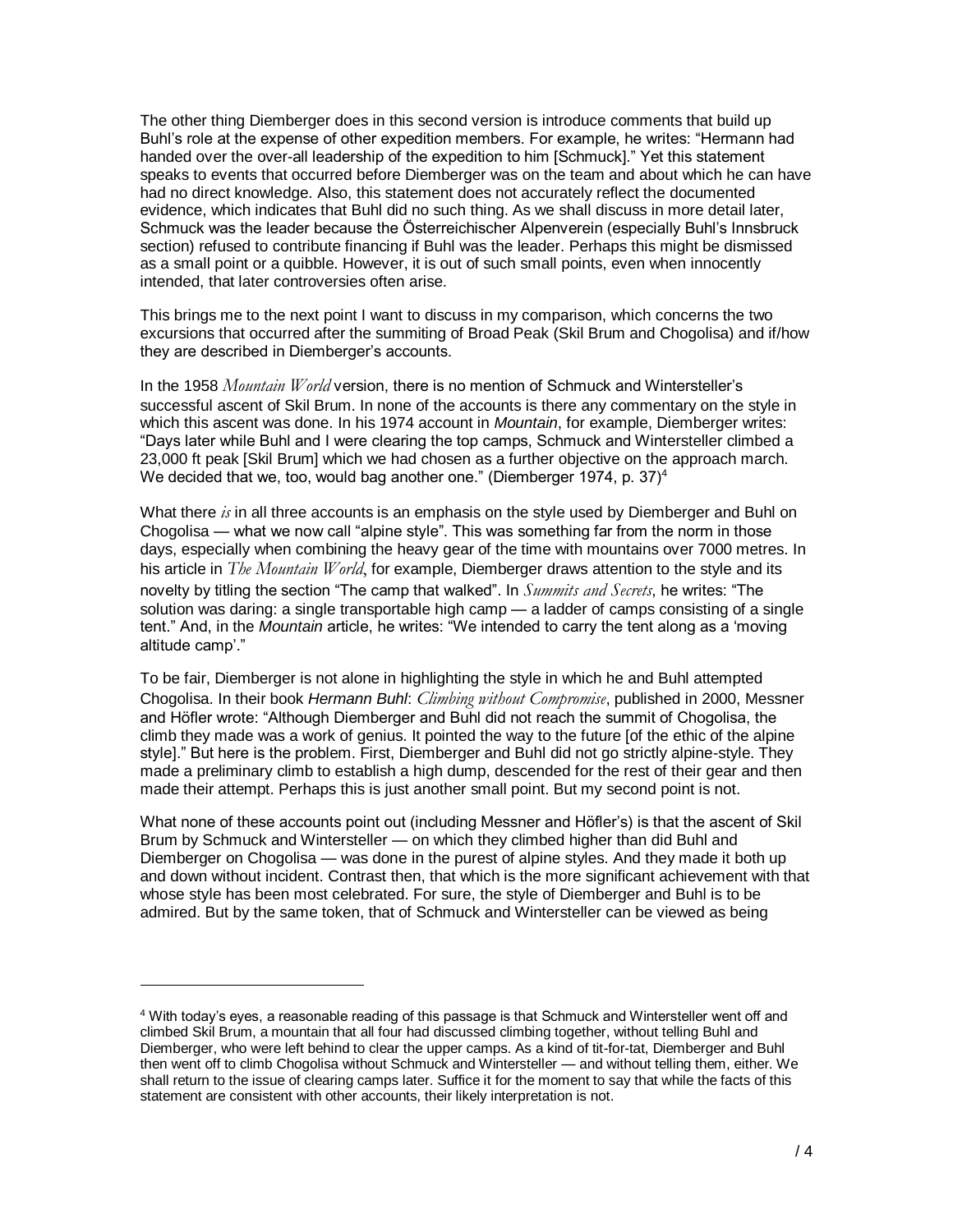The other thing Diemberger does in this second version is introduce comments that build up Buhl's role at the expense of other expedition members. For example, he writes: "Hermann had handed over the over-all leadership of the expedition to him [Schmuck]." Yet this statement speaks to events that occurred before Diemberger was on the team and about which he can have had no direct knowledge. Also, this statement does not accurately reflect the documented evidence, which indicates that Buhl did no such thing. As we shall discuss in more detail later, Schmuck was the leader because the Österreichischer Alpenverein (especially Buhl's Innsbruck section) refused to contribute financing if Buhl was the leader. Perhaps this might be dismissed as a small point or a quibble. However, it is out of such small points, even when innocently intended, that later controversies often arise.

This brings me to the next point I want to discuss in my comparison, which concerns the two excursions that occurred after the summiting of Broad Peak (Skil Brum and Chogolisa) and if/how they are described in Diemberger's accounts.

In the 1958 *Mountain World* version, there is no mention of Schmuck and Wintersteller's successful ascent of Skil Brum. In none of the accounts is there any commentary on the style in which this ascent was done. In his 1974 account in *Mountain*, for example, Diemberger writes: "Days later while Buhl and I were clearing the top camps, Schmuck and Wintersteller climbed a 23,000 ft peak [Skil Brum] which we had chosen as a further objective on the approach march. We decided that we, too, would bag another one." (Diemberger 1974, p. 37)[4]

What there *is* in all three accounts is an emphasis on the style used by Diemberger and Buhl on Chogolisa — what we now call "alpine style". This was something far from the norm in those days, especially when combining the heavy gear of the time with mountains over 7000 metres. In his article in *The Mountain World*, for example, Diemberger draws attention to the style and its novelty by titling the section "The camp that walked". In *Summits and Secrets*, he writes: "The solution was daring: a single transportable high camp — a ladder of camps consisting of a single tent." And, in the *Mountain* article, he writes: "We intended to carry the tent along as a 'moving altitude camp'."

To be fair, Diemberger is not alone in highlighting the style in which he and Buhl attempted Chogolisa. In their book *Hermann Buhl*: *Climbing without Compromise*, published in 2000, Messner and Höfler wrote: "Although Diemberger and Buhl did not reach the summit of Chogolisa, the climb they made was a work of genius. It pointed the way to the future [of the ethic of the alpine style]." But here is the problem. First, Diemberger and Buhl did not go strictly alpine-style. They made a preliminary climb to establish a high dump, descended for the rest of their gear and then made their attempt. Perhaps this is just another small point. But my second point is not.

What none of these accounts point out (including Messner and Höfler's) is that the ascent of Skil Brum by Schmuck and Wintersteller — on which they climbed higher than did Buhl and Diemberger on Chogolisa — was done in the purest of alpine styles. And they made it both up and down without incident. Contrast then, that which is the more significant achievement with that whose style has been most celebrated. For sure, the style of Diemberger and Buhl is to be admired. But by the same token, that of Schmuck and Wintersteller can be viewed as being

---

[4] With today's eyes, a reasonable reading of this passage is that Schmuck and Wintersteller went off and climbed Skil Brum, a mountain that all four had discussed climbing together, without telling Buhl and Diemberger, who were left behind to clear the upper camps. As a kind of tit-for-tat, Diemberger and Buhl then went off to climb Chogolisa without Schmuck and Wintersteller — and without telling them, either. We shall return to the issue of clearing camps later. Suffice it for the moment to say that while the facts of this statement are consistent with other accounts, their likely interpretation is not.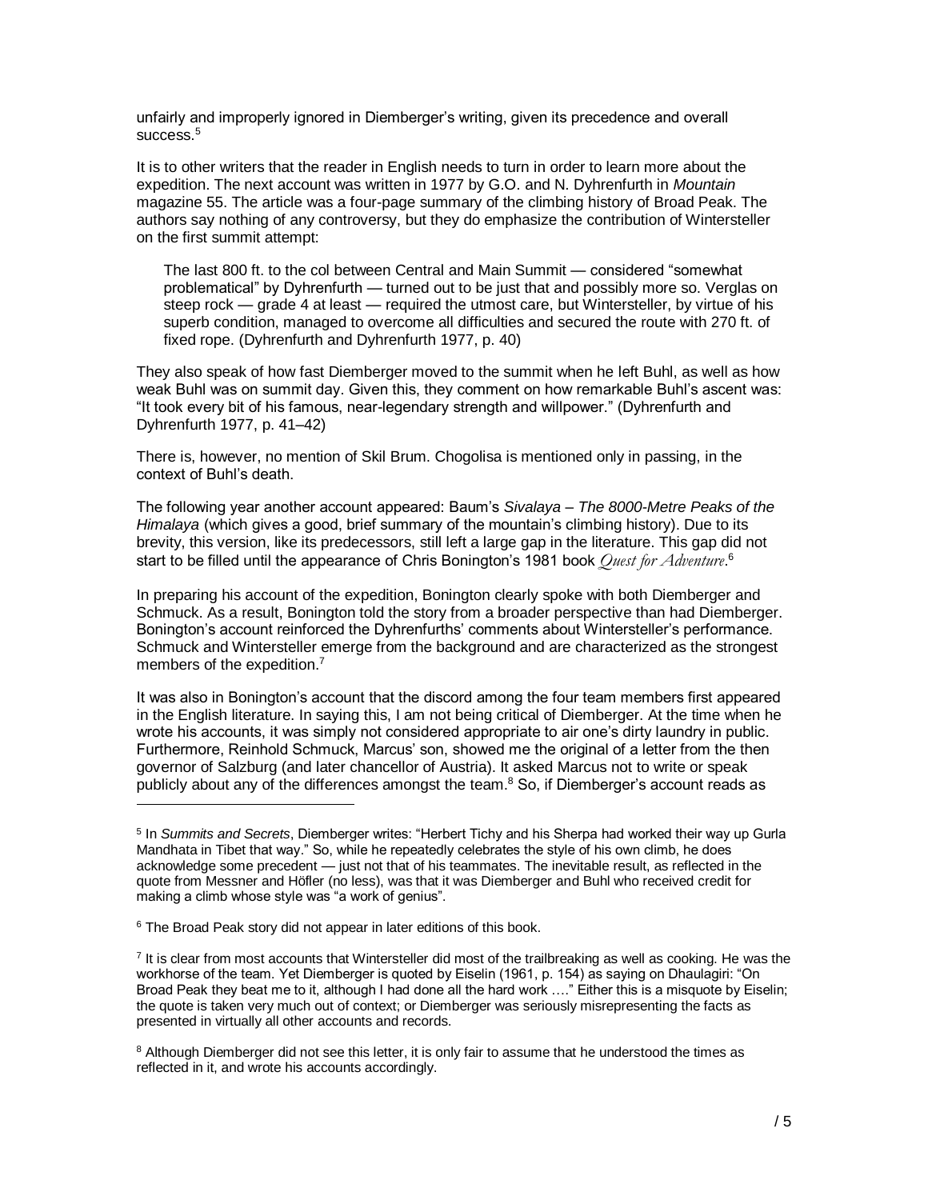unfairly and improperly ignored in Diemberger's writing, given its precedence and overall success.[5]

It is to other writers that the reader in English needs to turn in order to learn more about the expedition. The next account was written in 1977 by G.O. and N. Dyhrenfurth in *Mountain* magazine 55. The article was a four-page summary of the climbing history of Broad Peak. The authors say nothing of any controversy, but they do emphasize the contribution of Wintersteller on the first summit attempt:

> The last 800 ft. to the col between Central and Main Summit — considered "somewhat problematical" by Dyhrenfurth — turned out to be just that and possibly more so. Verglas on steep rock — grade 4 at least — required the utmost care, but Wintersteller, by virtue of his superb condition, managed to overcome all difficulties and secured the route with 270 ft. of fixed rope. (Dyhrenfurth and Dyhrenfurth 1977, p. 40)

They also speak of how fast Diemberger moved to the summit when he left Buhl, as well as how weak Buhl was on summit day. Given this, they comment on how remarkable Buhl's ascent was: "It took every bit of his famous, near-legendary strength and willpower." (Dyhrenfurth and Dyhrenfurth 1977, p. 41–42)

There is, however, no mention of Skil Brum. Chogolisa is mentioned only in passing, in the context of Buhl's death.

The following year another account appeared: Baum's *Sivalaya – The 8000-Metre Peaks of the Himalaya* (which gives a good, brief summary of the mountain's climbing history). Due to its brevity, this version, like its predecessors, still left a large gap in the literature. This gap did not start to be filled until the appearance of Chris Bonington's 1981 book *Quest for Adventure*.[6]

In preparing his account of the expedition, Bonington clearly spoke with both Diemberger and Schmuck. As a result, Bonington told the story from a broader perspective than had Diemberger. Bonington's account reinforced the Dyhrenfurths' comments about Wintersteller's performance. Schmuck and Wintersteller emerge from the background and are characterized as the strongest members of the expedition.[7]

It was also in Bonington's account that the discord among the four team members first appeared in the English literature. In saying this, I am not being critical of Diemberger. At the time when he wrote his accounts, it was simply not considered appropriate to air one's dirty laundry in public. Furthermore, Reinhold Schmuck, Marcus' son, showed me the original of a letter from the then governor of Salzburg (and later chancellor of Austria). It asked Marcus not to write or speak publicly about any of the differences amongst the team.[8] So, if Diemberger's account reads as

---

[5] In *Summits and Secrets*, Diemberger writes: "Herbert Tichy and his Sherpa had worked their way up Gurla Mandhata in Tibet that way." So, while he repeatedly celebrates the style of his own climb, he does acknowledge some precedent — just not that of his teammates. The inevitable result, as reflected in the quote from Messner and Höfler (no less), was that it was Diemberger and Buhl who received credit for making a climb whose style was "a work of genius".

[6] The Broad Peak story did not appear in later editions of this book.

[7] It is clear from most accounts that Wintersteller did most of the trailbreaking as well as cooking. He was the workhorse of the team. Yet Diemberger is quoted by Eiselin (1961, p. 154) as saying on Dhaulagiri: "On Broad Peak they beat me to it, although I had done all the hard work …." Either this is a misquote by Eiselin; the quote is taken very much out of context; or Diemberger was seriously misrepresenting the facts as presented in virtually all other accounts and records.

[8] Although Diemberger did not see this letter, it is only fair to assume that he understood the times as reflected in it, and wrote his accounts accordingly.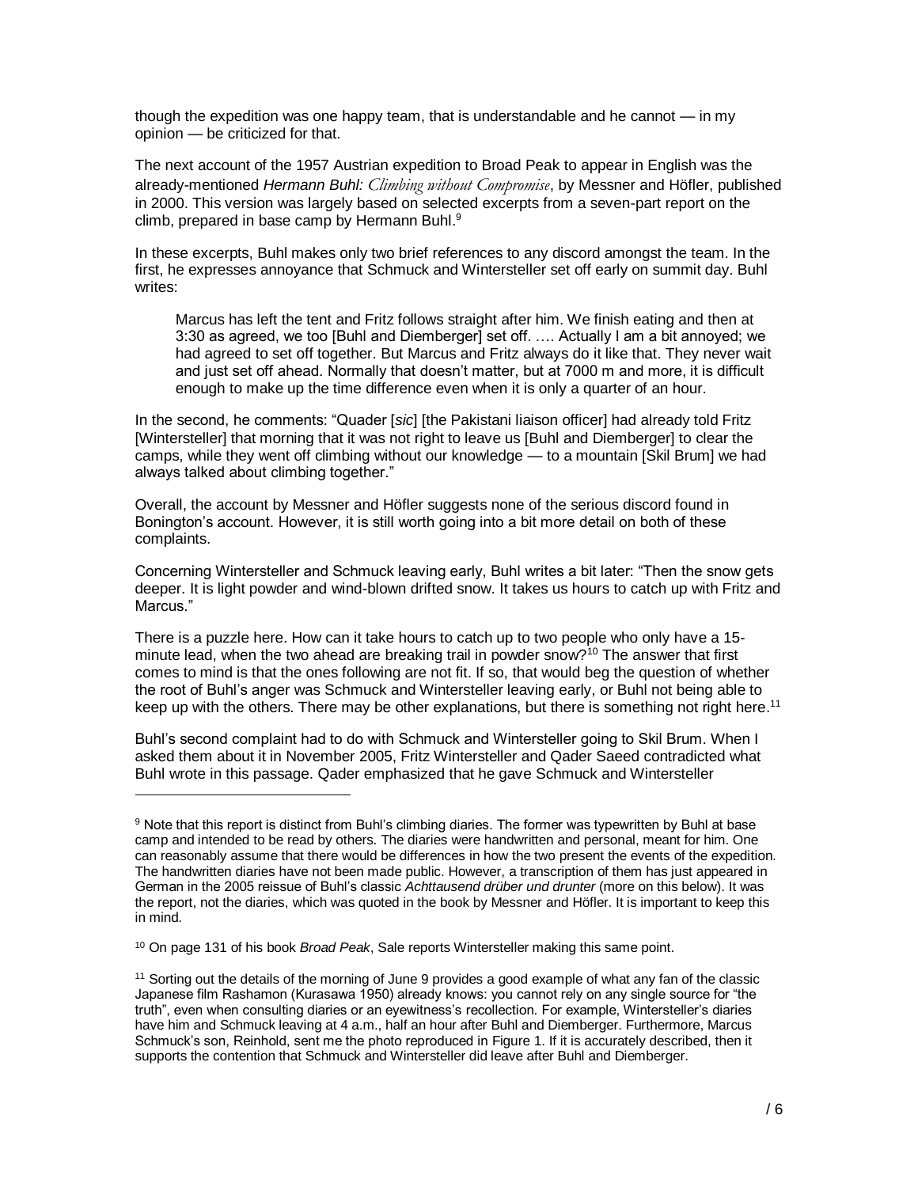though the expedition was one happy team, that is understandable and he cannot — in my opinion — be criticized for that.

The next account of the 1957 Austrian expedition to Broad Peak to appear in English was the already-mentioned *Hermann Buhl: Climbing without Compromise*, by Messner and Höfler, published in 2000. This version was largely based on selected excerpts from a seven-part report on the climb, prepared in base camp by Hermann Buhl.[9]

In these excerpts, Buhl makes only two brief references to any discord amongst the team. In the first, he expresses annoyance that Schmuck and Wintersteller set off early on summit day. Buhl writes:

> Marcus has left the tent and Fritz follows straight after him. We finish eating and then at 3:30 as agreed, we too [Buhl and Diemberger] set off. …. Actually I am a bit annoyed; we had agreed to set off together. But Marcus and Fritz always do it like that. They never wait and just set off ahead. Normally that doesn't matter, but at 7000 m and more, it is difficult enough to make up the time difference even when it is only a quarter of an hour.

In the second, he comments: "Quader [*sic*] [the Pakistani liaison officer] had already told Fritz [Wintersteller] that morning that it was not right to leave us [Buhl and Diemberger] to clear the camps, while they went off climbing without our knowledge — to a mountain [Skil Brum] we had always talked about climbing together."

Overall, the account by Messner and Höfler suggests none of the serious discord found in Bonington's account. However, it is still worth going into a bit more detail on both of these complaints.

Concerning Wintersteller and Schmuck leaving early, Buhl writes a bit later: "Then the snow gets deeper. It is light powder and wind-blown drifted snow. It takes us hours to catch up with Fritz and Marcus."

There is a puzzle here. How can it take hours to catch up to two people who only have a 15-minute lead, when the two ahead are breaking trail in powder snow?[10] The answer that first comes to mind is that the ones following are not fit. If so, that would beg the question of whether the root of Buhl's anger was Schmuck and Wintersteller leaving early, or Buhl not being able to keep up with the others. There may be other explanations, but there is something not right here.[11]

Buhl's second complaint had to do with Schmuck and Wintersteller going to Skil Brum. When I asked them about it in November 2005, Fritz Wintersteller and Qader Saeed contradicted what Buhl wrote in this passage. Qader emphasized that he gave Schmuck and Wintersteller

---

[9] Note that this report is distinct from Buhl's climbing diaries. The former was typewritten by Buhl at base camp and intended to be read by others. The diaries were handwritten and personal, meant for him. One can reasonably assume that there would be differences in how the two present the events of the expedition. The handwritten diaries have not been made public. However, a transcription of them has just appeared in German in the 2005 reissue of Buhl's classic *Achttausend drüber und drunter* (more on this below). It was the report, not the diaries, which was quoted in the book by Messner and Höfler. It is important to keep this in mind.

[10] On page 131 of his book *Broad Peak*, Sale reports Wintersteller making this same point.

[11] Sorting out the details of the morning of June 9 provides a good example of what any fan of the classic Japanese film Rashamon (Kurasawa 1950) already knows: you cannot rely on any single source for "the truth", even when consulting diaries or an eyewitness's recollection. For example, Wintersteller's diaries have him and Schmuck leaving at 4 a.m., half an hour after Buhl and Diemberger. Furthermore, Marcus Schmuck's son, Reinhold, sent me the photo reproduced in Figure 1. If it is accurately described, then it supports the contention that Schmuck and Wintersteller did leave after Buhl and Diemberger.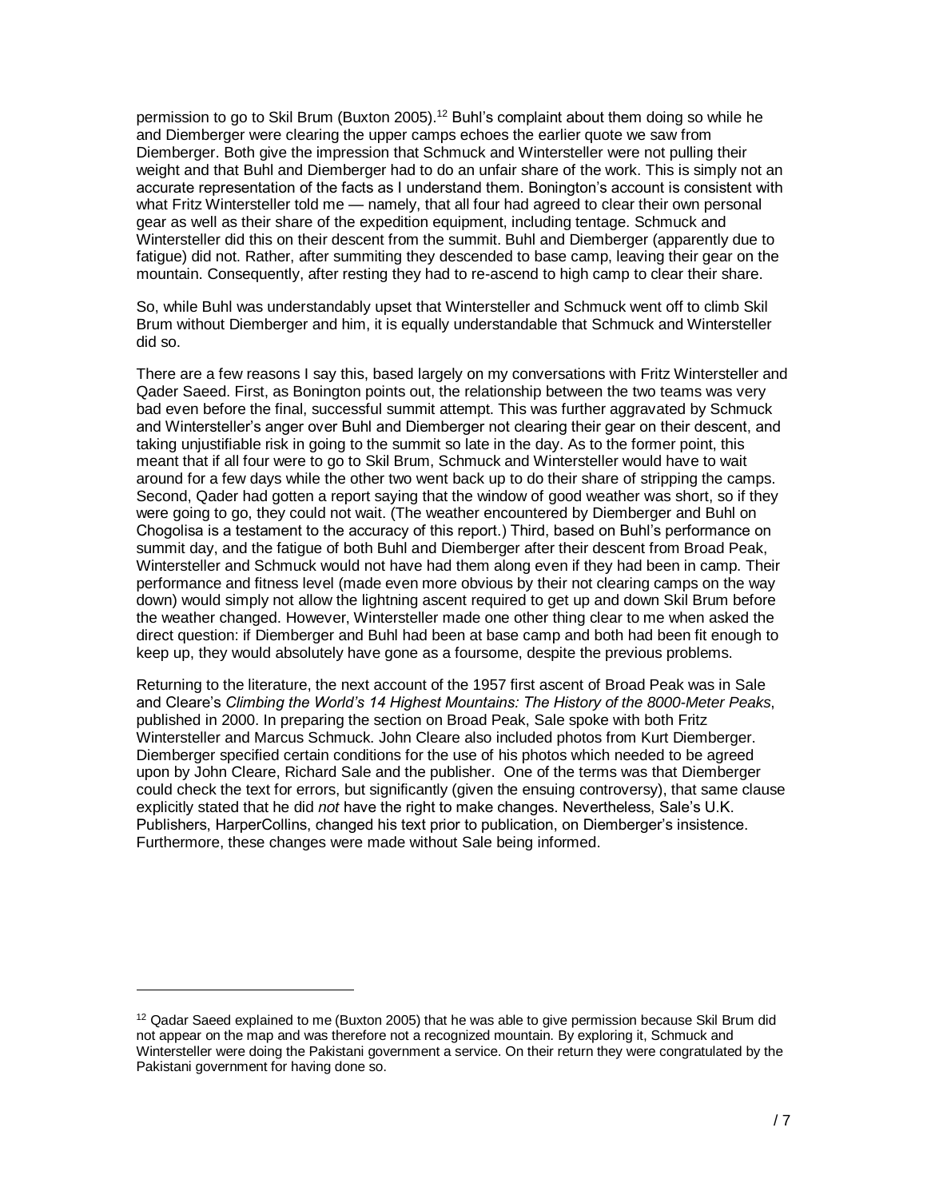permission to go to Skil Brum (Buxton 2005).[12] Buhl's complaint about them doing so while he and Diemberger were clearing the upper camps echoes the earlier quote we saw from Diemberger. Both give the impression that Schmuck and Wintersteller were not pulling their weight and that Buhl and Diemberger had to do an unfair share of the work. This is simply not an accurate representation of the facts as I understand them. Bonington's account is consistent with what Fritz Wintersteller told me — namely, that all four had agreed to clear their own personal gear as well as their share of the expedition equipment, including tentage. Schmuck and Wintersteller did this on their descent from the summit. Buhl and Diemberger (apparently due to fatigue) did not. Rather, after summiting they descended to base camp, leaving their gear on the mountain. Consequently, after resting they had to re-ascend to high camp to clear their share.

So, while Buhl was understandably upset that Wintersteller and Schmuck went off to climb Skil Brum without Diemberger and him, it is equally understandable that Schmuck and Wintersteller did so.

There are a few reasons I say this, based largely on my conversations with Fritz Wintersteller and Qader Saeed. First, as Bonington points out, the relationship between the two teams was very bad even before the final, successful summit attempt. This was further aggravated by Schmuck and Wintersteller's anger over Buhl and Diemberger not clearing their gear on their descent, and taking unjustifiable risk in going to the summit so late in the day. As to the former point, this meant that if all four were to go to Skil Brum, Schmuck and Wintersteller would have to wait around for a few days while the other two went back up to do their share of stripping the camps. Second, Qader had gotten a report saying that the window of good weather was short, so if they were going to go, they could not wait. (The weather encountered by Diemberger and Buhl on Chogolisa is a testament to the accuracy of this report.) Third, based on Buhl's performance on summit day, and the fatigue of both Buhl and Diemberger after their descent from Broad Peak, Wintersteller and Schmuck would not have had them along even if they had been in camp. Their performance and fitness level (made even more obvious by their not clearing camps on the way down) would simply not allow the lightning ascent required to get up and down Skil Brum before the weather changed. However, Wintersteller made one other thing clear to me when asked the direct question: if Diemberger and Buhl had been at base camp and both had been fit enough to keep up, they would absolutely have gone as a foursome, despite the previous problems.

Returning to the literature, the next account of the 1957 first ascent of Broad Peak was in Sale and Cleare's *Climbing the World's 14 Highest Mountains: The History of the 8000-Meter Peaks*, published in 2000. In preparing the section on Broad Peak, Sale spoke with both Fritz Wintersteller and Marcus Schmuck. John Cleare also included photos from Kurt Diemberger. Diemberger specified certain conditions for the use of his photos which needed to be agreed upon by John Cleare, Richard Sale and the publisher. One of the terms was that Diemberger could check the text for errors, but significantly (given the ensuing controversy), that same clause explicitly stated that he did *not* have the right to make changes. Nevertheless, Sale's U.K. Publishers, HarperCollins, changed his text prior to publication, on Diemberger's insistence. Furthermore, these changes were made without Sale being informed.

---

[12] Qadar Saeed explained to me (Buxton 2005) that he was able to give permission because Skil Brum did not appear on the map and was therefore not a recognized mountain. By exploring it, Schmuck and Wintersteller were doing the Pakistani government a service. On their return they were congratulated by the Pakistani government for having done so.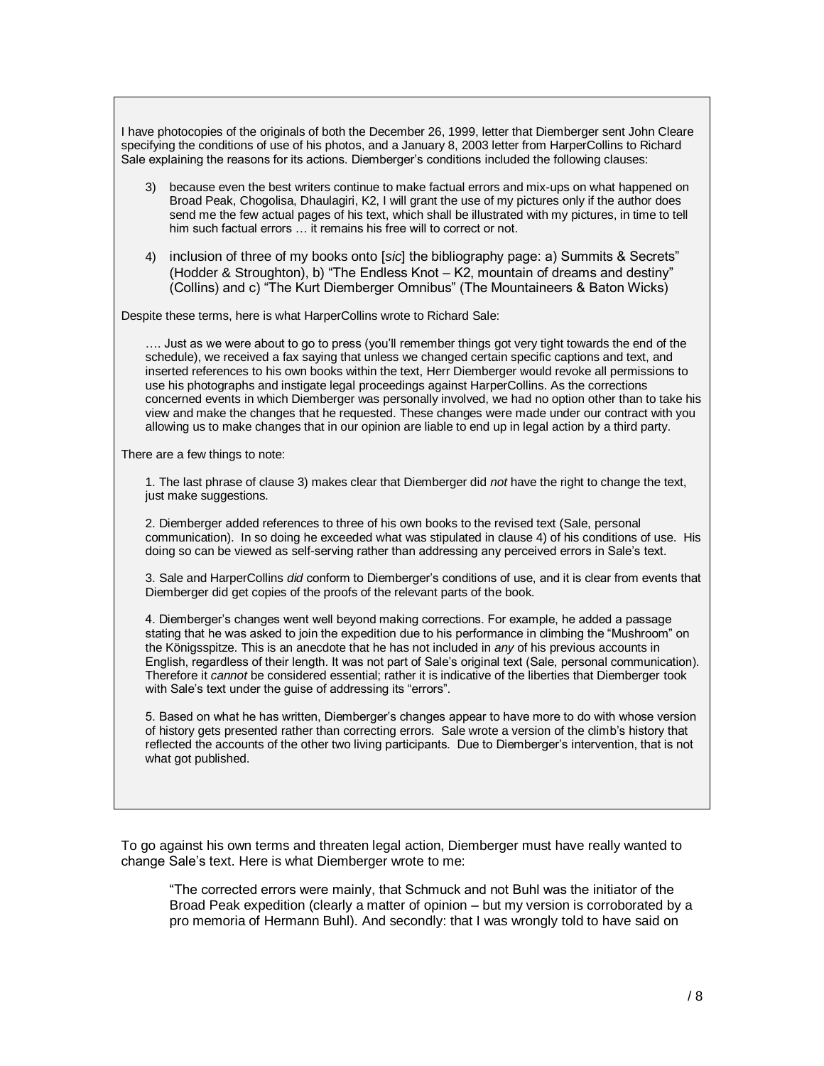I have photocopies of the originals of both the December 26, 1999, letter that Diemberger sent John Cleare specifying the conditions of use of his photos, and a January 8, 2003 letter from HarperCollins to Richard Sale explaining the reasons for its actions. Diemberger's conditions included the following clauses:

> 3) because even the best writers continue to make factual errors and mix-ups on what happened on Broad Peak, Chogolisa, Dhaulagiri, K2, I will grant the use of my pictures only if the author does send me the few actual pages of his text, which shall be illustrated with my pictures, in time to tell him such factual errors … it remains his free will to correct or not.
>
> 4) inclusion of three of my books onto [*sic*] the bibliography page: a) Summits & Secrets" (Hodder & Stroughton), b) "The Endless Knot – K2, mountain of dreams and destiny" (Collins) and c) "The Kurt Diemberger Omnibus" (The Mountaineers & Baton Wicks)

Despite these terms, here is what HarperCollins wrote to Richard Sale:

> …. Just as we were about to go to press (you'll remember things got very tight towards the end of the schedule), we received a fax saying that unless we changed certain specific captions and text, and inserted references to his own books within the text, Herr Diemberger would revoke all permissions to use his photographs and instigate legal proceedings against HarperCollins. As the corrections concerned events in which Diemberger was personally involved, we had no option other than to take his view and make the changes that he requested. These changes were made under our contract with you allowing us to make changes that in our opinion are liable to end up in legal action by a third party.

There are a few things to note:

1. The last phrase of clause 3) makes clear that Diemberger did *not* have the right to change the text, just make suggestions.

2. Diemberger added references to three of his own books to the revised text (Sale, personal communication). In so doing he exceeded what was stipulated in clause 4) of his conditions of use. His doing so can be viewed as self-serving rather than addressing any perceived errors in Sale's text.

3. Sale and HarperCollins *did* conform to Diemberger's conditions of use, and it is clear from events that Diemberger did get copies of the proofs of the relevant parts of the book.

4. Diemberger's changes went well beyond making corrections. For example, he added a passage stating that he was asked to join the expedition due to his performance in climbing the "Mushroom" on the Königsspitze. This is an anecdote that he has not included in *any* of his previous accounts in English, regardless of their length. It was not part of Sale's original text (Sale, personal communication). Therefore it *cannot* be considered essential; rather it is indicative of the liberties that Diemberger took with Sale's text under the guise of addressing its "errors".

5. Based on what he has written, Diemberger's changes appear to have more to do with whose version of history gets presented rather than correcting errors. Sale wrote a version of the climb's history that reflected the accounts of the other two living participants. Due to Diemberger's intervention, that is not what got published.

To go against his own terms and threaten legal action, Diemberger must have really wanted to change Sale's text. Here is what Diemberger wrote to me:

> "The corrected errors were mainly, that Schmuck and not Buhl was the initiator of the Broad Peak expedition (clearly a matter of opinion – but my version is corroborated by a pro memoria of Hermann Buhl). And secondly: that I was wrongly told to have said on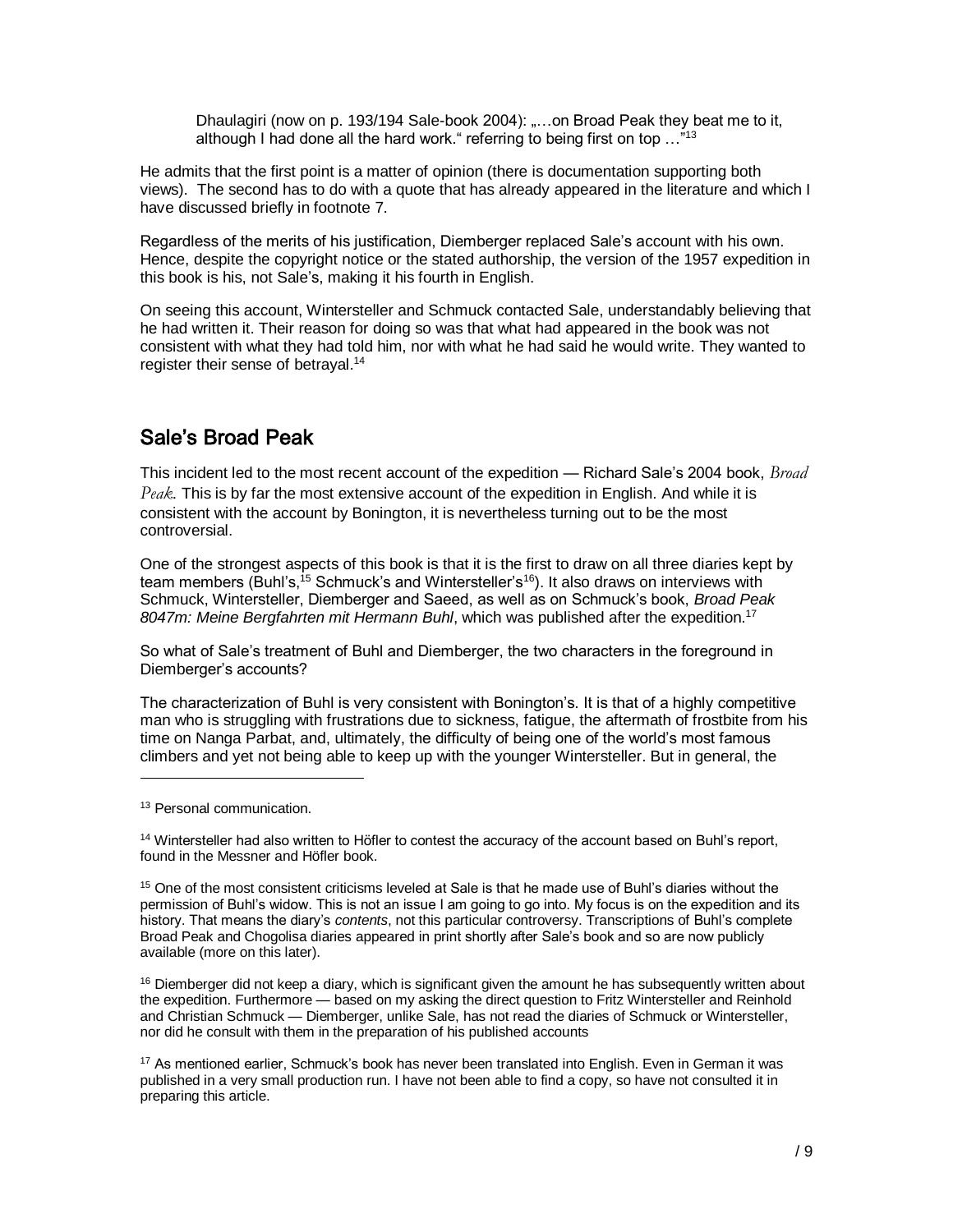> Dhaulagiri (now on p. 193/194 Sale-book 2004): „…on Broad Peak they beat me to it, although I had done all the hard work." referring to being first on top …"[13]

He admits that the first point is a matter of opinion (there is documentation supporting both views). The second has to do with a quote that has already appeared in the literature and which I have discussed briefly in footnote 7.

Regardless of the merits of his justification, Diemberger replaced Sale's account with his own. Hence, despite the copyright notice or the stated authorship, the version of the 1957 expedition in this book is his, not Sale's, making it his fourth in English.

On seeing this account, Wintersteller and Schmuck contacted Sale, understandably believing that he had written it. Their reason for doing so was that what had appeared in the book was not consistent with what they had told him, nor with what he had said he would write. They wanted to register their sense of betrayal.[14]

## Sale's Broad Peak

This incident led to the most recent account of the expedition — Richard Sale's 2004 book, *Broad Peak*. This is by far the most extensive account of the expedition in English. And while it is consistent with the account by Bonington, it is nevertheless turning out to be the most controversial.

One of the strongest aspects of this book is that it is the first to draw on all three diaries kept by team members (Buhl's,[15] Schmuck's and Wintersteller's[16]). It also draws on interviews with Schmuck, Wintersteller, Diemberger and Saeed, as well as on Schmuck's book, *Broad Peak 8047m: Meine Bergfahrten mit Hermann Buhl*, which was published after the expedition.[17]

So what of Sale's treatment of Buhl and Diemberger, the two characters in the foreground in Diemberger's accounts?

The characterization of Buhl is very consistent with Bonington's. It is that of a highly competitive man who is struggling with frustrations due to sickness, fatigue, the aftermath of frostbite from his time on Nanga Parbat, and, ultimately, the difficulty of being one of the world's most famous climbers and yet not being able to keep up with the younger Wintersteller. But in general, the

---

[13] Personal communication.

[14] Wintersteller had also written to Höfler to contest the accuracy of the account based on Buhl's report, found in the Messner and Höfler book.

[15] One of the most consistent criticisms leveled at Sale is that he made use of Buhl's diaries without the permission of Buhl's widow. This is not an issue I am going to go into. My focus is on the expedition and its history. That means the diary's *contents*, not this particular controversy. Transcriptions of Buhl's complete Broad Peak and Chogolisa diaries appeared in print shortly after Sale's book and so are now publicly available (more on this later).

[16] Diemberger did not keep a diary, which is significant given the amount he has subsequently written about the expedition. Furthermore — based on my asking the direct question to Fritz Wintersteller and Reinhold and Christian Schmuck — Diemberger, unlike Sale, has not read the diaries of Schmuck or Wintersteller, nor did he consult with them in the preparation of his published accounts

[17] As mentioned earlier, Schmuck's book has never been translated into English. Even in German it was published in a very small production run. I have not been able to find a copy, so have not consulted it in preparing this article.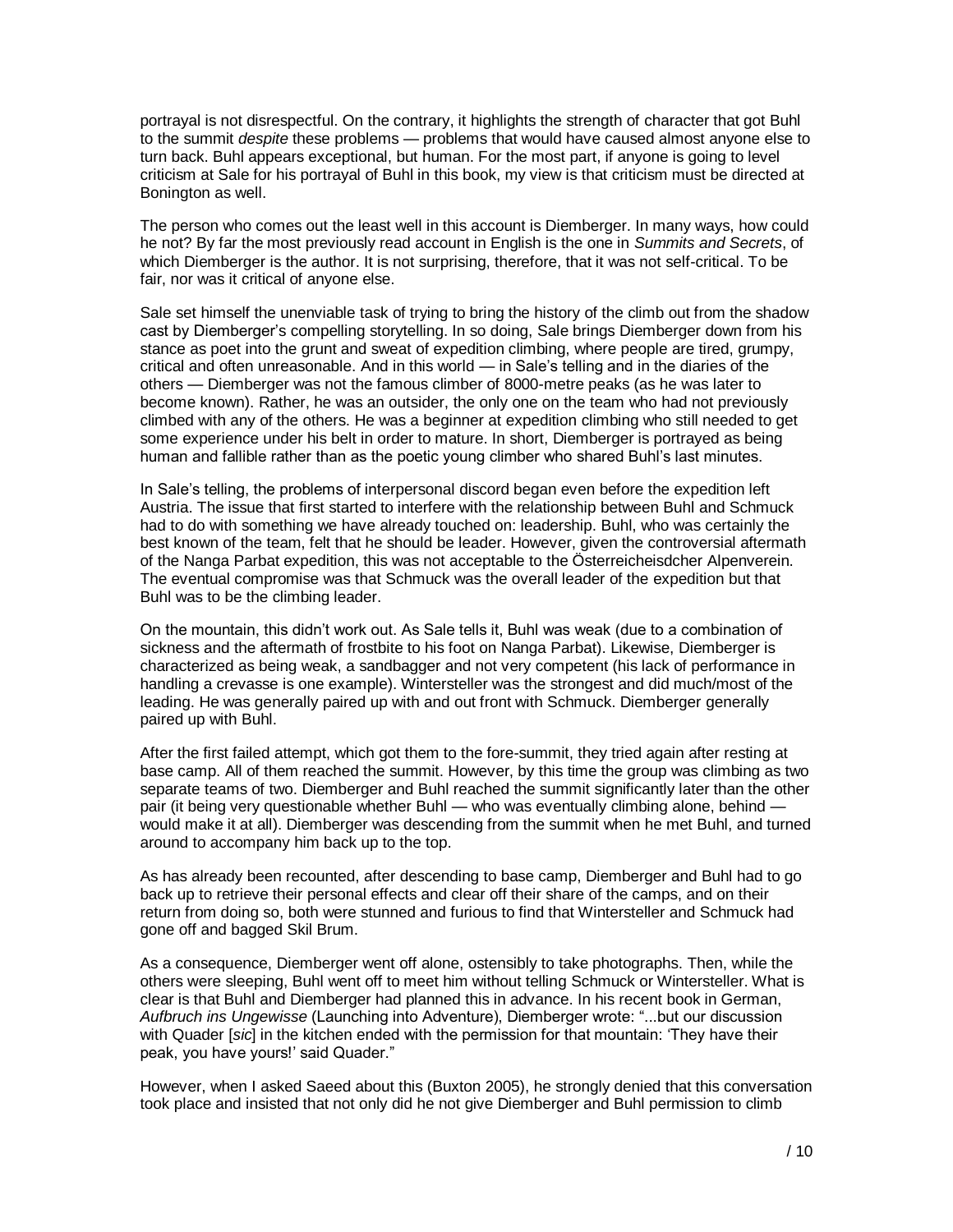portrayal is not disrespectful. On the contrary, it highlights the strength of character that got Buhl to the summit *despite* these problems — problems that would have caused almost anyone else to turn back. Buhl appears exceptional, but human. For the most part, if anyone is going to level criticism at Sale for his portrayal of Buhl in this book, my view is that criticism must be directed at Bonington as well.

The person who comes out the least well in this account is Diemberger. In many ways, how could he not? By far the most previously read account in English is the one in *Summits and Secrets*, of which Diemberger is the author. It is not surprising, therefore, that it was not self-critical. To be fair, nor was it critical of anyone else.

Sale set himself the unenviable task of trying to bring the history of the climb out from the shadow cast by Diemberger's compelling storytelling. In so doing, Sale brings Diemberger down from his stance as poet into the grunt and sweat of expedition climbing, where people are tired, grumpy, critical and often unreasonable. And in this world — in Sale's telling and in the diaries of the others — Diemberger was not the famous climber of 8000-metre peaks (as he was later to become known). Rather, he was an outsider, the only one on the team who had not previously climbed with any of the others. He was a beginner at expedition climbing who still needed to get some experience under his belt in order to mature. In short, Diemberger is portrayed as being human and fallible rather than as the poetic young climber who shared Buhl's last minutes.

In Sale's telling, the problems of interpersonal discord began even before the expedition left Austria. The issue that first started to interfere with the relationship between Buhl and Schmuck had to do with something we have already touched on: leadership. Buhl, who was certainly the best known of the team, felt that he should be leader. However, given the controversial aftermath of the Nanga Parbat expedition, this was not acceptable to the Österreicheisdcher Alpenverein. The eventual compromise was that Schmuck was the overall leader of the expedition but that Buhl was to be the climbing leader.

On the mountain, this didn't work out. As Sale tells it, Buhl was weak (due to a combination of sickness and the aftermath of frostbite to his foot on Nanga Parbat). Likewise, Diemberger is characterized as being weak, a sandbagger and not very competent (his lack of performance in handling a crevasse is one example). Wintersteller was the strongest and did much/most of the leading. He was generally paired up with and out front with Schmuck. Diemberger generally paired up with Buhl.

After the first failed attempt, which got them to the fore-summit, they tried again after resting at base camp. All of them reached the summit. However, by this time the group was climbing as two separate teams of two. Diemberger and Buhl reached the summit significantly later than the other pair (it being very questionable whether Buhl — who was eventually climbing alone, behind — would make it at all). Diemberger was descending from the summit when he met Buhl, and turned around to accompany him back up to the top.

As has already been recounted, after descending to base camp, Diemberger and Buhl had to go back up to retrieve their personal effects and clear off their share of the camps, and on their return from doing so, both were stunned and furious to find that Wintersteller and Schmuck had gone off and bagged Skil Brum.

As a consequence, Diemberger went off alone, ostensibly to take photographs. Then, while the others were sleeping, Buhl went off to meet him without telling Schmuck or Wintersteller. What is clear is that Buhl and Diemberger had planned this in advance. In his recent book in German, *Aufbruch ins Ungewisse* (Launching into Adventure), Diemberger wrote: "...but our discussion with Quader [*sic*] in the kitchen ended with the permission for that mountain: 'They have their peak, you have yours!' said Quader."

However, when I asked Saeed about this (Buxton 2005), he strongly denied that this conversation took place and insisted that not only did he not give Diemberger and Buhl permission to climb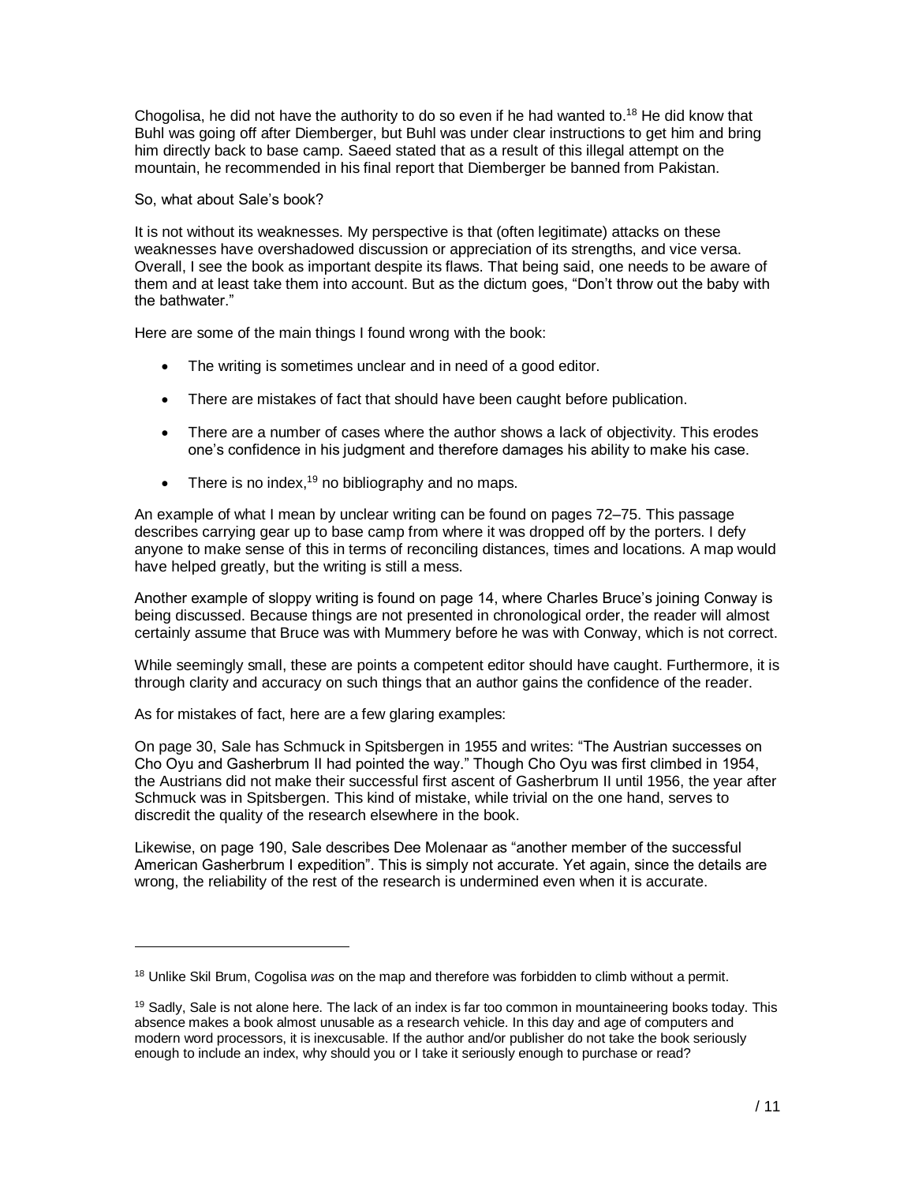Chogolisa, he did not have the authority to do so even if he had wanted to.[18] He did know that Buhl was going off after Diemberger, but Buhl was under clear instructions to get him and bring him directly back to base camp. Saeed stated that as a result of this illegal attempt on the mountain, he recommended in his final report that Diemberger be banned from Pakistan.

So, what about Sale's book?

It is not without its weaknesses. My perspective is that (often legitimate) attacks on these weaknesses have overshadowed discussion or appreciation of its strengths, and vice versa. Overall, I see the book as important despite its flaws. That being said, one needs to be aware of them and at least take them into account. But as the dictum goes, "Don't throw out the baby with the bathwater."

Here are some of the main things I found wrong with the book:

- The writing is sometimes unclear and in need of a good editor.
- There are mistakes of fact that should have been caught before publication.
- There are a number of cases where the author shows a lack of objectivity. This erodes one's confidence in his judgment and therefore damages his ability to make his case.
- There is no index,[19] no bibliography and no maps.

An example of what I mean by unclear writing can be found on pages 72–75. This passage describes carrying gear up to base camp from where it was dropped off by the porters. I defy anyone to make sense of this in terms of reconciling distances, times and locations. A map would have helped greatly, but the writing is still a mess.

Another example of sloppy writing is found on page 14, where Charles Bruce's joining Conway is being discussed. Because things are not presented in chronological order, the reader will almost certainly assume that Bruce was with Mummery before he was with Conway, which is not correct.

While seemingly small, these are points a competent editor should have caught. Furthermore, it is through clarity and accuracy on such things that an author gains the confidence of the reader.

As for mistakes of fact, here are a few glaring examples:

On page 30, Sale has Schmuck in Spitsbergen in 1955 and writes: "The Austrian successes on Cho Oyu and Gasherbrum II had pointed the way." Though Cho Oyu was first climbed in 1954, the Austrians did not make their successful first ascent of Gasherbrum II until 1956, the year after Schmuck was in Spitsbergen. This kind of mistake, while trivial on the one hand, serves to discredit the quality of the research elsewhere in the book.

Likewise, on page 190, Sale describes Dee Molenaar as "another member of the successful American Gasherbrum I expedition". This is simply not accurate. Yet again, since the details are wrong, the reliability of the rest of the research is undermined even when it is accurate.

---

[18] Unlike Skil Brum, Cogolisa *was* on the map and therefore was forbidden to climb without a permit.

[19] Sadly, Sale is not alone here. The lack of an index is far too common in mountaineering books today. This absence makes a book almost unusable as a research vehicle. In this day and age of computers and modern word processors, it is inexcusable. If the author and/or publisher do not take the book seriously enough to include an index, why should you or I take it seriously enough to purchase or read?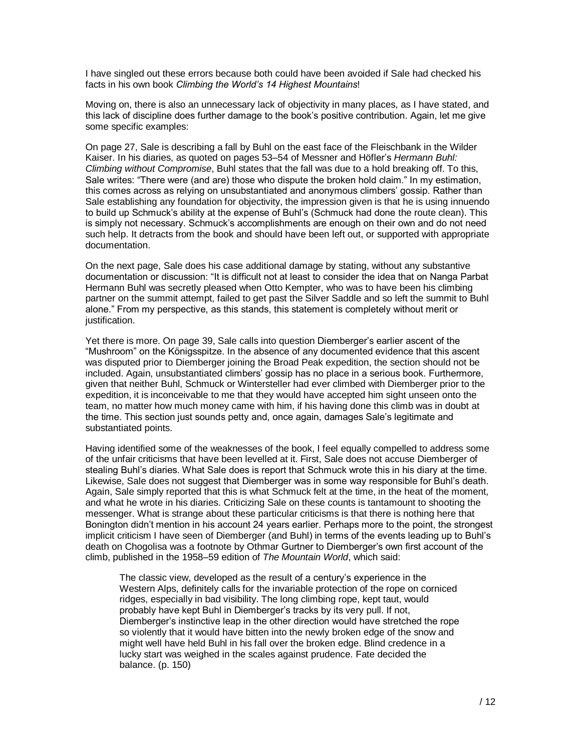I have singled out these errors because both could have been avoided if Sale had checked his facts in his own book *Climbing the World's 14 Highest Mountains*!

Moving on, there is also an unnecessary lack of objectivity in many places, as I have stated, and this lack of discipline does further damage to the book's positive contribution. Again, let me give some specific examples:

On page 27, Sale is describing a fall by Buhl on the east face of the Fleischbank in the Wilder Kaiser. In his diaries, as quoted on pages 53–54 of Messner and Höfler's *Hermann Buhl: Climbing without Compromise*, Buhl states that the fall was due to a hold breaking off. To this, Sale writes: "There were (and are) those who dispute the broken hold claim." In my estimation, this comes across as relying on unsubstantiated and anonymous climbers' gossip. Rather than Sale establishing any foundation for objectivity, the impression given is that he is using innuendo to build up Schmuck's ability at the expense of Buhl's (Schmuck had done the route clean). This is simply not necessary. Schmuck's accomplishments are enough on their own and do not need such help. It detracts from the book and should have been left out, or supported with appropriate documentation.

On the next page, Sale does his case additional damage by stating, without any substantive documentation or discussion: "It is difficult not at least to consider the idea that on Nanga Parbat Hermann Buhl was secretly pleased when Otto Kempter, who was to have been his climbing partner on the summit attempt, failed to get past the Silver Saddle and so left the summit to Buhl alone." From my perspective, as this stands, this statement is completely without merit or justification.

Yet there is more. On page 39, Sale calls into question Diemberger's earlier ascent of the "Mushroom" on the Königsspitze. In the absence of any documented evidence that this ascent was disputed prior to Diemberger joining the Broad Peak expedition, the section should not be included. Again, unsubstantiated climbers' gossip has no place in a serious book. Furthermore, given that neither Buhl, Schmuck or Wintersteller had ever climbed with Diemberger prior to the expedition, it is inconceivable to me that they would have accepted him sight unseen onto the team, no matter how much money came with him, if his having done this climb was in doubt at the time. This section just sounds petty and, once again, damages Sale's legitimate and substantiated points.

Having identified some of the weaknesses of the book, I feel equally compelled to address some of the unfair criticisms that have been levelled at it. First, Sale does not accuse Diemberger of stealing Buhl's diaries. What Sale does is report that Schmuck wrote this in his diary at the time. Likewise, Sale does not suggest that Diemberger was in some way responsible for Buhl's death. Again, Sale simply reported that this is what Schmuck felt at the time, in the heat of the moment, and what he wrote in his diaries. Criticizing Sale on these counts is tantamount to shooting the messenger. What is strange about these particular criticisms is that there is nothing here that Bonington didn't mention in his account 24 years earlier. Perhaps more to the point, the strongest implicit criticism I have seen of Diemberger (and Buhl) in terms of the events leading up to Buhl's death on Chogolisa was a footnote by Othmar Gurtner to Diemberger's own first account of the climb, published in the 1958–59 edition of *The Mountain World*, which said:

> The classic view, developed as the result of a century's experience in the Western Alps, definitely calls for the invariable protection of the rope on corniced ridges, especially in bad visibility. The long climbing rope, kept taut, would probably have kept Buhl in Diemberger's tracks by its very pull. If not, Diemberger's instinctive leap in the other direction would have stretched the rope so violently that it would have bitten into the newly broken edge of the snow and might well have held Buhl in his fall over the broken edge. Blind credence in a lucky start was weighed in the scales against prudence. Fate decided the balance. (p. 150)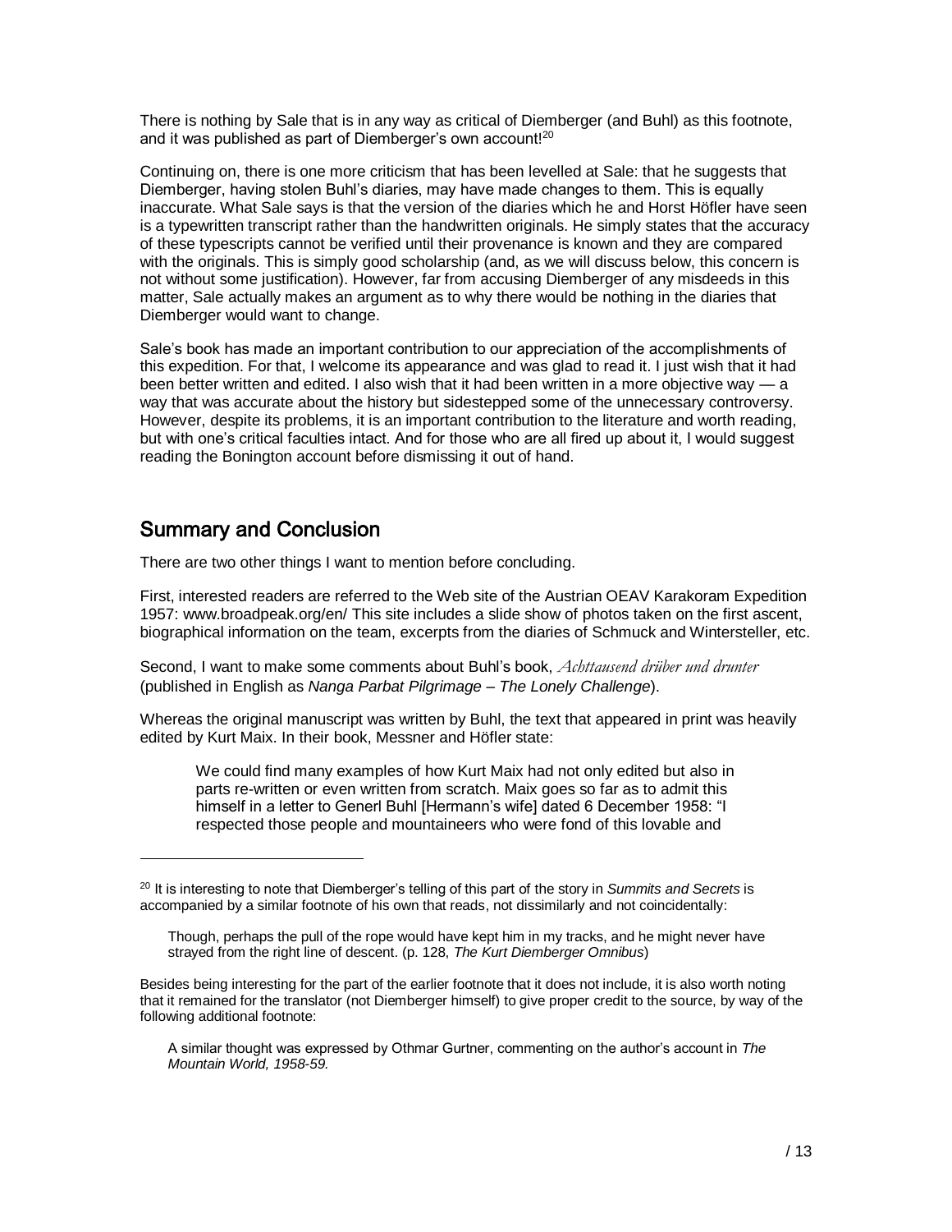There is nothing by Sale that is in any way as critical of Diemberger (and Buhl) as this footnote, and it was published as part of Diemberger's own account![20]

Continuing on, there is one more criticism that has been levelled at Sale: that he suggests that Diemberger, having stolen Buhl's diaries, may have made changes to them. This is equally inaccurate. What Sale says is that the version of the diaries which he and Horst Höfler have seen is a typewritten transcript rather than the handwritten originals. He simply states that the accuracy of these typescripts cannot be verified until their provenance is known and they are compared with the originals. This is simply good scholarship (and, as we will discuss below, this concern is not without some justification). However, far from accusing Diemberger of any misdeeds in this matter, Sale actually makes an argument as to why there would be nothing in the diaries that Diemberger would want to change.

Sale's book has made an important contribution to our appreciation of the accomplishments of this expedition. For that, I welcome its appearance and was glad to read it. I just wish that it had been better written and edited. I also wish that it had been written in a more objective way — a way that was accurate about the history but sidestepped some of the unnecessary controversy. However, despite its problems, it is an important contribution to the literature and worth reading, but with one's critical faculties intact. And for those who are all fired up about it, I would suggest reading the Bonington account before dismissing it out of hand.

## Summary and Conclusion

There are two other things I want to mention before concluding.

First, interested readers are referred to the Web site of the Austrian OEAV Karakoram Expedition 1957: www.broadpeak.org/en/ This site includes a slide show of photos taken on the first ascent, biographical information on the team, excerpts from the diaries of Schmuck and Wintersteller, etc.

Second, I want to make some comments about Buhl's book, *Achttausend drüber und drunter* (published in English as *Nanga Parbat Pilgrimage – The Lonely Challenge*).

Whereas the original manuscript was written by Buhl, the text that appeared in print was heavily edited by Kurt Maix. In their book, Messner and Höfler state:

> We could find many examples of how Kurt Maix had not only edited but also in parts re-written or even written from scratch. Maix goes so far as to admit this himself in a letter to Generl Buhl [Hermann's wife] dated 6 December 1958: "I respected those people and mountaineers who were fond of this lovable and

---

[20] It is interesting to note that Diemberger's telling of this part of the story in *Summits and Secrets* is accompanied by a similar footnote of his own that reads, not dissimilarly and not coincidentally:

> Though, perhaps the pull of the rope would have kept him in my tracks, and he might never have strayed from the right line of descent. (p. 128, *The Kurt Diemberger Omnibus*)

Besides being interesting for the part of the earlier footnote that it does not include, it is also worth noting that it remained for the translator (not Diemberger himself) to give proper credit to the source, by way of the following additional footnote:

> A similar thought was expressed by Othmar Gurtner, commenting on the author's account in *The Mountain World, 1958-59.*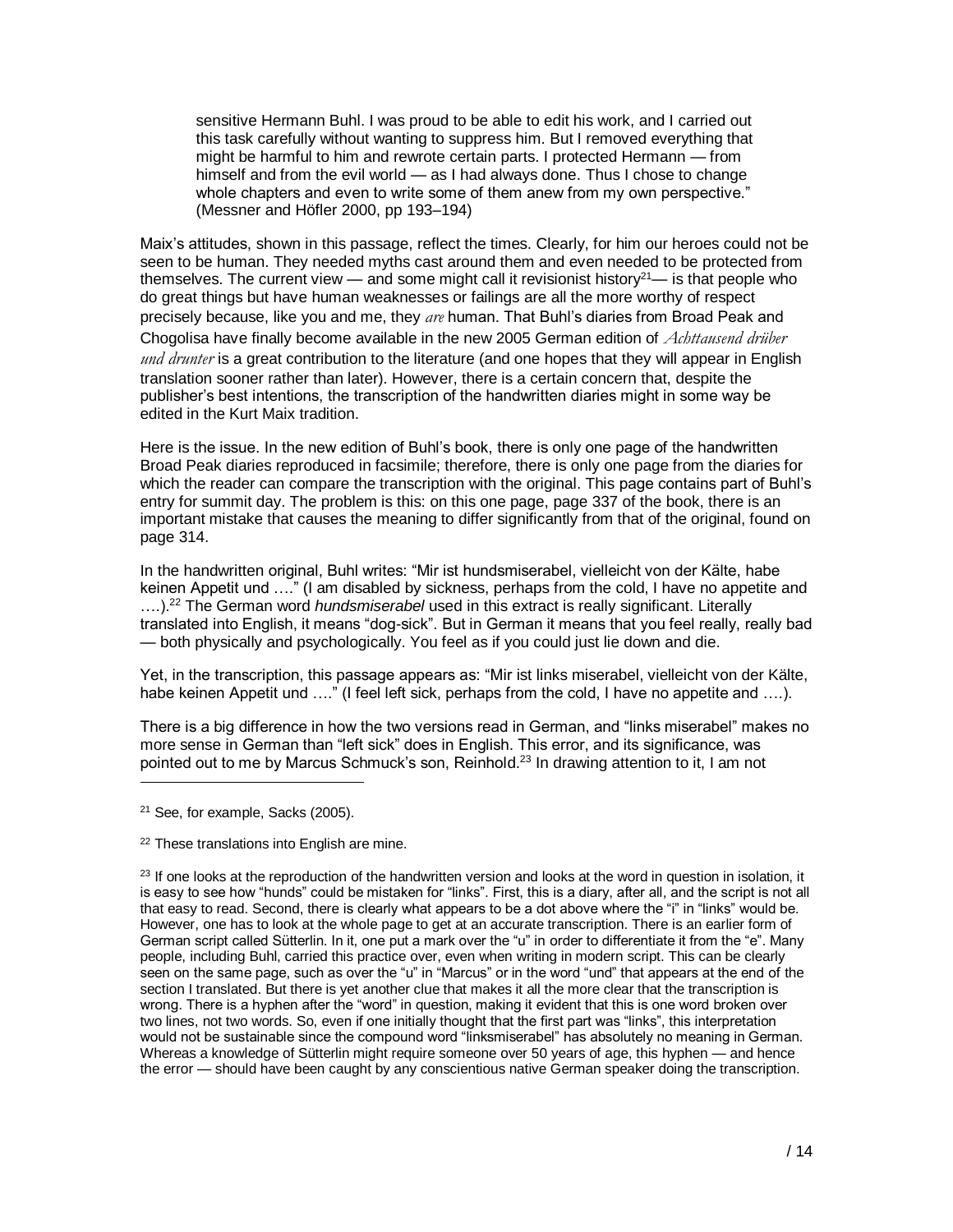sensitive Hermann Buhl. I was proud to be able to edit his work, and I carried out this task carefully without wanting to suppress him. But I removed everything that might be harmful to him and rewrote certain parts. I protected Hermann — from himself and from the evil world — as I had always done. Thus I chose to change whole chapters and even to write some of them anew from my own perspective." (Messner and Höfler 2000, pp 193–194)

Maix's attitudes, shown in this passage, reflect the times. Clearly, for him our heroes could not be seen to be human. They needed myths cast around them and even needed to be protected from themselves. The current view — and some might call it revisionist history[21]— is that people who do great things but have human weaknesses or failings are all the more worthy of respect precisely because, like you and me, they *are* human. That Buhl's diaries from Broad Peak and Chogolisa have finally become available in the new 2005 German edition of *Achttausend drüber und drunter* is a great contribution to the literature (and one hopes that they will appear in English translation sooner rather than later). However, there is a certain concern that, despite the publisher's best intentions, the transcription of the handwritten diaries might in some way be edited in the Kurt Maix tradition.

Here is the issue. In the new edition of Buhl's book, there is only one page of the handwritten Broad Peak diaries reproduced in facsimile; therefore, there is only one page from the diaries for which the reader can compare the transcription with the original. This page contains part of Buhl's entry for summit day. The problem is this: on this one page, page 337 of the book, there is an important mistake that causes the meaning to differ significantly from that of the original, found on page 314.

In the handwritten original, Buhl writes: "Mir ist hundsmiserabel, vielleicht von der Kälte, habe keinen Appetit und …." (I am disabled by sickness, perhaps from the cold, I have no appetite and ….).[22] The German word *hundsmiserabel* used in this extract is really significant. Literally translated into English, it means "dog-sick". But in German it means that you feel really, really bad — both physically and psychologically. You feel as if you could just lie down and die.

Yet, in the transcription, this passage appears as: "Mir ist links miserabel, vielleicht von der Kälte, habe keinen Appetit und …." (I feel left sick, perhaps from the cold, I have no appetite and ….).

There is a big difference in how the two versions read in German, and "links miserabel" makes no more sense in German than "left sick" does in English. This error, and its significance, was pointed out to me by Marcus Schmuck's son, Reinhold.[23] In drawing attention to it, I am not

---

[21] See, for example, Sacks (2005).

[22] These translations into English are mine.

[23] If one looks at the reproduction of the handwritten version and looks at the word in question in isolation, it is easy to see how "hunds" could be mistaken for "links". First, this is a diary, after all, and the script is not all that easy to read. Second, there is clearly what appears to be a dot above where the "i" in "links" would be. However, one has to look at the whole page to get at an accurate transcription. There is an earlier form of German script called Sütterlin. In it, one put a mark over the "u" in order to differentiate it from the "e". Many people, including Buhl, carried this practice over, even when writing in modern script. This can be clearly seen on the same page, such as over the "u" in "Marcus" or in the word "und" that appears at the end of the section I translated. But there is yet another clue that makes it all the more clear that the transcription is wrong. There is a hyphen after the "word" in question, making it evident that this is one word broken over two lines, not two words. So, even if one initially thought that the first part was "links", this interpretation would not be sustainable since the compound word "linksmiserabel" has absolutely no meaning in German. Whereas a knowledge of Sütterlin might require someone over 50 years of age, this hyphen — and hence the error — should have been caught by any conscientious native German speaker doing the transcription.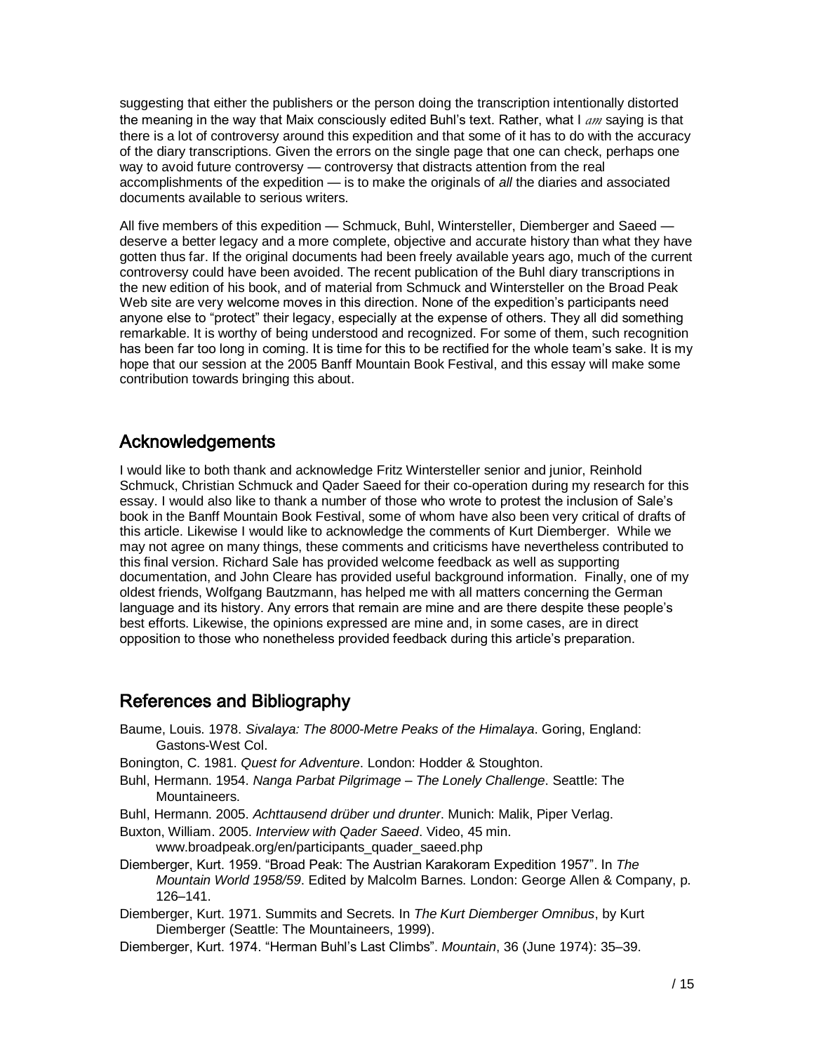suggesting that either the publishers or the person doing the transcription intentionally distorted the meaning in the way that Maix consciously edited Buhl's text. Rather, what I *am* saying is that there is a lot of controversy around this expedition and that some of it has to do with the accuracy of the diary transcriptions. Given the errors on the single page that one can check, perhaps one way to avoid future controversy — controversy that distracts attention from the real accomplishments of the expedition — is to make the originals of *all* the diaries and associated documents available to serious writers.

All five members of this expedition — Schmuck, Buhl, Wintersteller, Diemberger and Saeed — deserve a better legacy and a more complete, objective and accurate history than what they have gotten thus far. If the original documents had been freely available years ago, much of the current controversy could have been avoided. The recent publication of the Buhl diary transcriptions in the new edition of his book, and of material from Schmuck and Wintersteller on the Broad Peak Web site are very welcome moves in this direction. None of the expedition's participants need anyone else to "protect" their legacy, especially at the expense of others. They all did something remarkable. It is worthy of being understood and recognized. For some of them, such recognition has been far too long in coming. It is time for this to be rectified for the whole team's sake. It is my hope that our session at the 2005 Banff Mountain Book Festival, and this essay will make some contribution towards bringing this about.

## Acknowledgements

I would like to both thank and acknowledge Fritz Wintersteller senior and junior, Reinhold Schmuck, Christian Schmuck and Qader Saeed for their co-operation during my research for this essay. I would also like to thank a number of those who wrote to protest the inclusion of Sale's book in the Banff Mountain Book Festival, some of whom have also been very critical of drafts of this article. Likewise I would like to acknowledge the comments of Kurt Diemberger. While we may not agree on many things, these comments and criticisms have nevertheless contributed to this final version. Richard Sale has provided welcome feedback as well as supporting documentation, and John Cleare has provided useful background information. Finally, one of my oldest friends, Wolfgang Bautzmann, has helped me with all matters concerning the German language and its history. Any errors that remain are mine and are there despite these people's best efforts. Likewise, the opinions expressed are mine and, in some cases, are in direct opposition to those who nonetheless provided feedback during this article's preparation.

## References and Bibliography

Baume, Louis. 1978. *Sivalaya: The 8000-Metre Peaks of the Himalaya*. Goring, England: Gastons-West Col.

Bonington, C. 1981. *Quest for Adventure*. London: Hodder & Stoughton.

Buhl, Hermann. 1954. *Nanga Parbat Pilgrimage – The Lonely Challenge*. Seattle: The Mountaineers.

Buhl, Hermann. 2005. *Achttausend drüber und drunter*. Munich: Malik, Piper Verlag.

Buxton, William. 2005. *Interview with Qader Saeed*. Video, 45 min. www.broadpeak.org/en/participants_quader_saeed.php

Diemberger, Kurt. 1959. "Broad Peak: The Austrian Karakoram Expedition 1957". In *The Mountain World 1958/59*. Edited by Malcolm Barnes. London: George Allen & Company, p. 126–141.

Diemberger, Kurt. 1971. Summits and Secrets. In *The Kurt Diemberger Omnibus*, by Kurt Diemberger (Seattle: The Mountaineers, 1999).

Diemberger, Kurt. 1974. "Herman Buhl's Last Climbs". *Mountain*, 36 (June 1974): 35–39.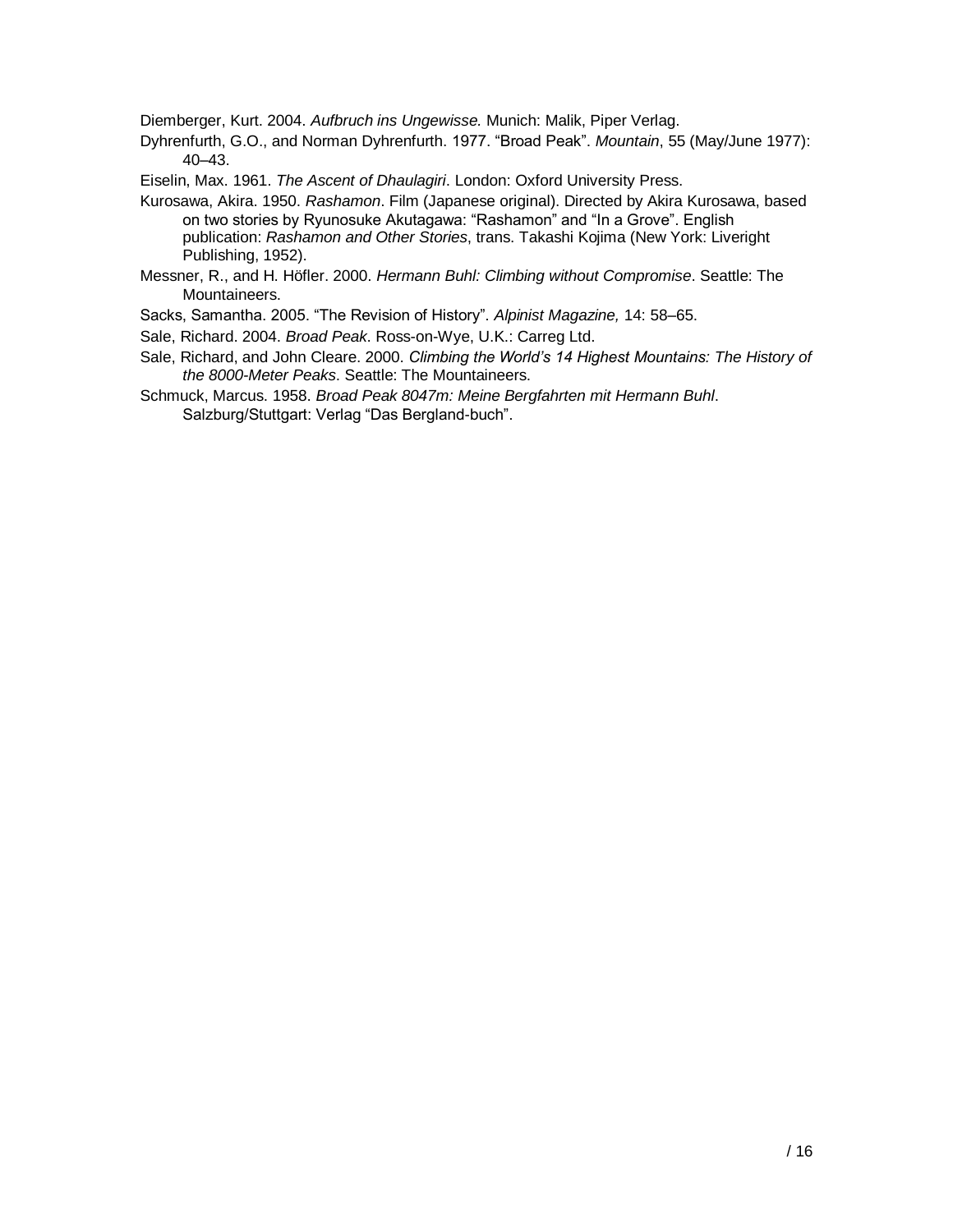Diemberger, Kurt. 2004. *Aufbruch ins Ungewisse.* Munich: Malik, Piper Verlag.

Dyhrenfurth, G.O., and Norman Dyhrenfurth. 1977. "Broad Peak". *Mountain*, 55 (May/June 1977): 40–43.

Eiselin, Max. 1961. *The Ascent of Dhaulagiri*. London: Oxford University Press.

Kurosawa, Akira. 1950. *Rashamon*. Film (Japanese original). Directed by Akira Kurosawa, based on two stories by Ryunosuke Akutagawa: "Rashamon" and "In a Grove". English publication: *Rashamon and Other Stories*, trans. Takashi Kojima (New York: Liveright Publishing, 1952).

Messner, R., and H. Höfler. 2000. *Hermann Buhl: Climbing without Compromise*. Seattle: The Mountaineers.

Sacks, Samantha. 2005. "The Revision of History". *Alpinist Magazine,* 14: 58–65.

Sale, Richard. 2004. *Broad Peak*. Ross-on-Wye, U.K.: Carreg Ltd.

Sale, Richard, and John Cleare. 2000. *Climbing the World's 14 Highest Mountains: The History of the 8000-Meter Peaks*. Seattle: The Mountaineers.

Schmuck, Marcus. 1958. *Broad Peak 8047m: Meine Bergfahrten mit Hermann Buhl*. Salzburg/Stuttgart: Verlag "Das Bergland-buch".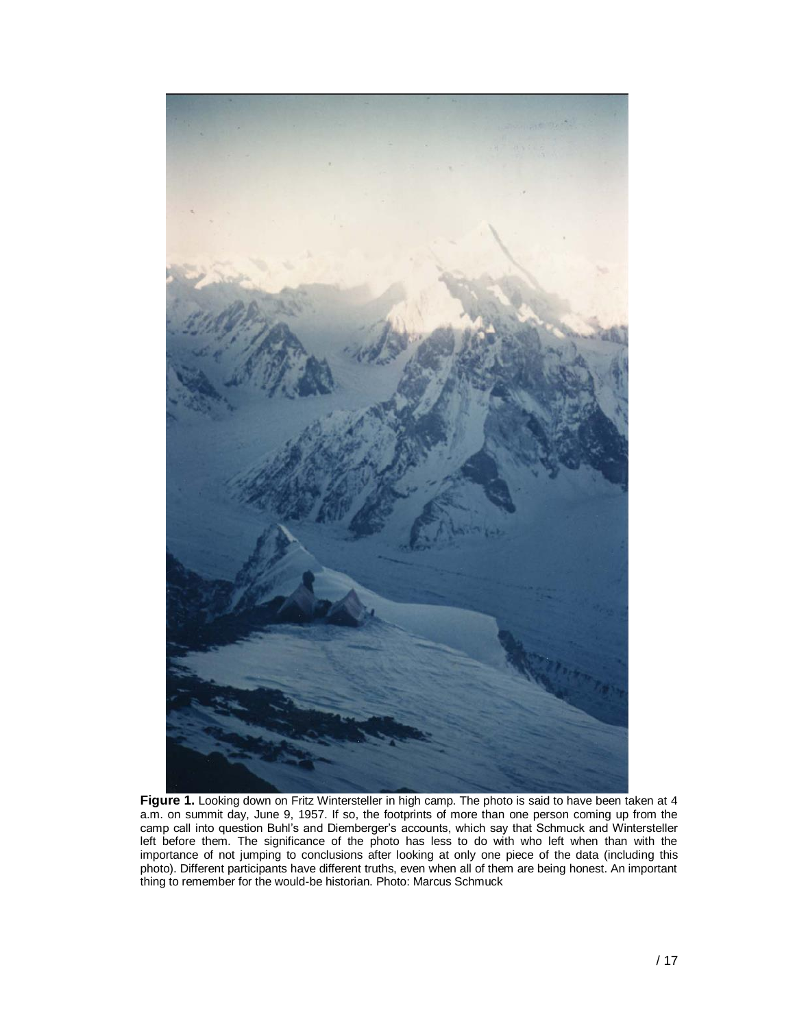**Figure 1.** Looking down on Fritz Wintersteller in high camp. The photo is said to have been taken at 4 a.m. on summit day, June 9, 1957. If so, the footprints of more than one person coming up from the camp call into question Buhl's and Diemberger's accounts, which say that Schmuck and Wintersteller left before them. The significance of the photo has less to do with who left when than with the importance of not jumping to conclusions after looking at only one piece of the data (including this photo). Different participants have different truths, even when all of them are being honest. An important thing to remember for the would-be historian. Photo: Marcus Schmuck